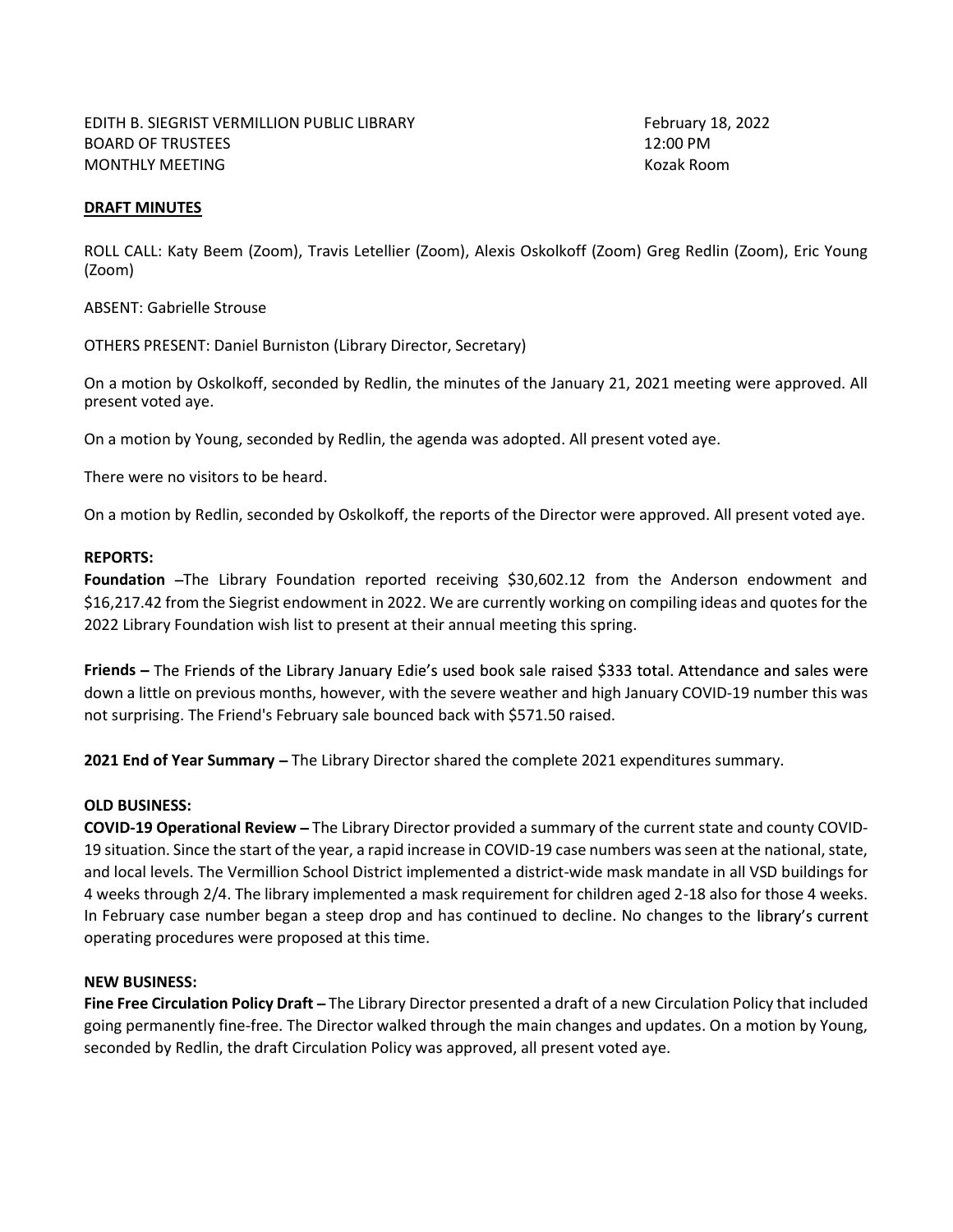EDITH B. SIEGRIST VERMILLION PUBLIC LIBRARY  
BOARD OF TRUSTEES  
MONTHLY MEETING

February 18, 2022  
12:00 PM  
Kozak Room

**DRAFT MINUTES**

ROLL CALL: Katy Beem (Zoom), Travis Letellier (Zoom), Alexis Oskolkoff (Zoom) Greg Redlin (Zoom), Eric Young (Zoom)

ABSENT: Gabrielle Strouse

OTHERS PRESENT: Daniel Burniston (Library Director, Secretary)

On a motion by Oskolkoff, seconded by Redlin, the minutes of the January 21, 2021 meeting were approved. All present voted aye.

On a motion by Young, seconded by Redlin, the agenda was adopted. All present voted aye.

There were no visitors to be heard.

On a motion by Redlin, seconded by Oskolkoff, the reports of the Director were approved. All present voted aye.

**REPORTS:**

**Foundation** –The Library Foundation reported receiving $30,602.12 from the Anderson endowment and $16,217.42 from the Siegrist endowment in 2022. We are currently working on compiling ideas and quotes for the 2022 Library Foundation wish list to present at their annual meeting this spring.

**Friends –** The Friends of the Library January Edie's used book sale raised $333 total. Attendance and sales were down a little on previous months, however, with the severe weather and high January COVID-19 number this was not surprising. The Friend's February sale bounced back with $571.50 raised.

**2021 End of Year Summary –** The Library Director shared the complete 2021 expenditures summary.

**OLD BUSINESS:**

**COVID-19 Operational Review –** The Library Director provided a summary of the current state and county COVID-19 situation. Since the start of the year, a rapid increase in COVID-19 case numbers was seen at the national, state, and local levels. The Vermillion School District implemented a district-wide mask mandate in all VSD buildings for 4 weeks through 2/4. The library implemented a mask requirement for children aged 2-18 also for those 4 weeks. In February case number began a steep drop and has continued to decline. No changes to the library's current operating procedures were proposed at this time.

**NEW BUSINESS:**

**Fine Free Circulation Policy Draft –** The Library Director presented a draft of a new Circulation Policy that included going permanently fine-free. The Director walked through the main changes and updates. On a motion by Young, seconded by Redlin, the draft Circulation Policy was approved, all present voted aye.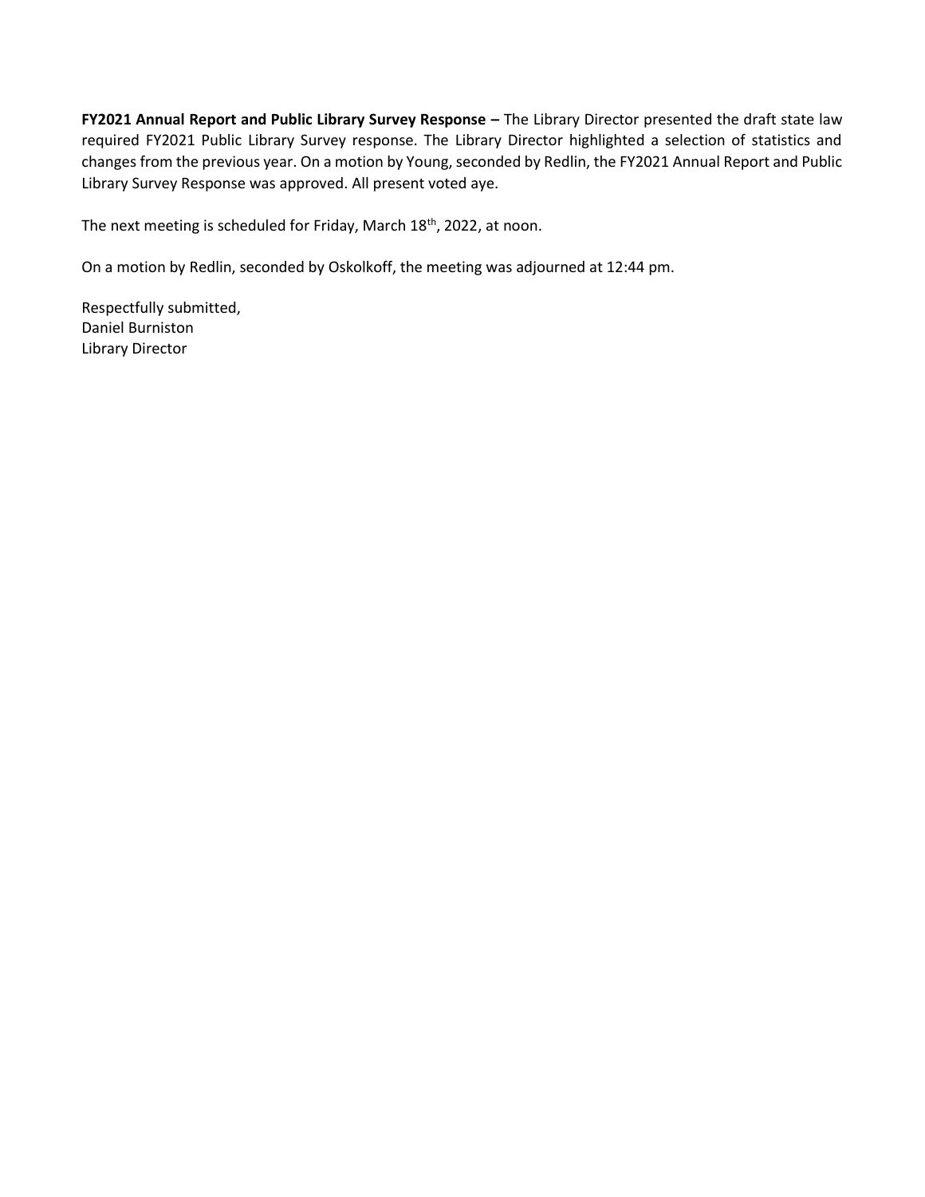**FY2021 Annual Report and Public Library Survey Response –** The Library Director presented the draft state law required FY2021 Public Library Survey response. The Library Director highlighted a selection of statistics and changes from the previous year. On a motion by Young, seconded by Redlin, the FY2021 Annual Report and Public Library Survey Response was approved. All present voted aye.

The next meeting is scheduled for Friday, March 18th, 2022, at noon.

On a motion by Redlin, seconded by Oskolkoff, the meeting was adjourned at 12:44 pm.

Respectfully submitted,
Daniel Burniston
Library Director